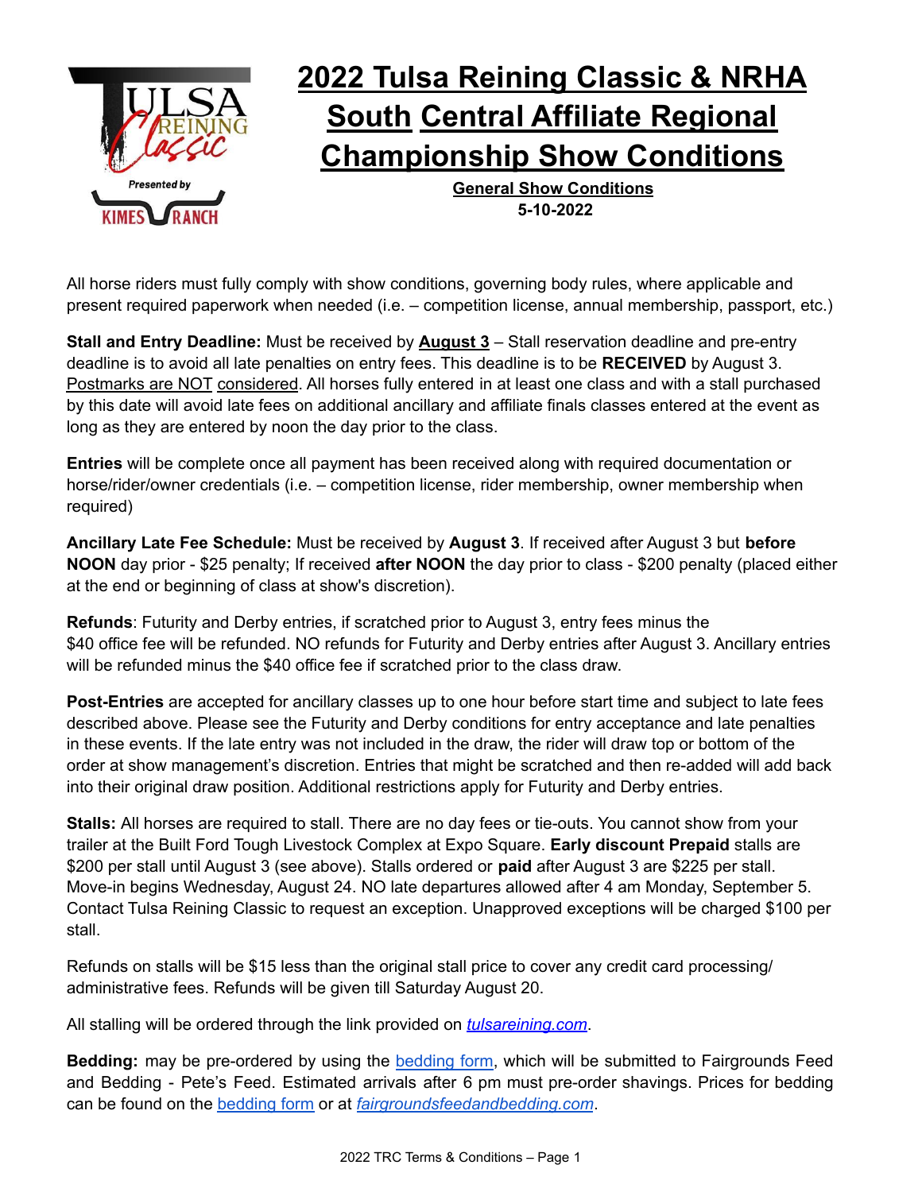# 2022 Tulsa Reining Classic & NRHA South Central Affiliate Regional Championship Show Conditions

**General Show Conditions**
**5-10-2022**

All horse riders must fully comply with show conditions, governing body rules, where applicable and present required paperwork when needed (i.e. – competition license, annual membership, passport, etc.)

**Stall and Entry Deadline:** Must be received by **August 3** – Stall reservation deadline and pre-entry deadline is to avoid all late penalties on entry fees. This deadline is to be **RECEIVED** by August 3. Postmarks are NOT considered. All horses fully entered in at least one class and with a stall purchased by this date will avoid late fees on additional ancillary and affiliate finals classes entered at the event as long as they are entered by noon the day prior to the class.

**Entries** will be complete once all payment has been received along with required documentation or horse/rider/owner credentials (i.e. – competition license, rider membership, owner membership when required)

**Ancillary Late Fee Schedule:** Must be received by **August 3**. If received after August 3 but **before NOON** day prior - $25 penalty; If received **after NOON** the day prior to class - $200 penalty (placed either at the end or beginning of class at show's discretion).

**Refunds**: Futurity and Derby entries, if scratched prior to August 3, entry fees minus the $40 office fee will be refunded. NO refunds for Futurity and Derby entries after August 3. Ancillary entries will be refunded minus the $40 office fee if scratched prior to the class draw.

**Post-Entries** are accepted for ancillary classes up to one hour before start time and subject to late fees described above. Please see the Futurity and Derby conditions for entry acceptance and late penalties in these events. If the late entry was not included in the draw, the rider will draw top or bottom of the order at show management's discretion. Entries that might be scratched and then re-added will add back into their original draw position. Additional restrictions apply for Futurity and Derby entries.

**Stalls:** All horses are required to stall. There are no day fees or tie-outs. You cannot show from your trailer at the Built Ford Tough Livestock Complex at Expo Square. **Early discount Prepaid** stalls are $200 per stall until August 3 (see above). Stalls ordered or **paid** after August 3 are $225 per stall. Move-in begins Wednesday, August 24. NO late departures allowed after 4 am Monday, September 5. Contact Tulsa Reining Classic to request an exception. Unapproved exceptions will be charged $100 per stall.

Refunds on stalls will be $15 less than the original stall price to cover any credit card processing/ administrative fees. Refunds will be given till Saturday August 20.

All stalling will be ordered through the link provided on *tulsareining.com*.

**Bedding:** may be pre-ordered by using the bedding form, which will be submitted to Fairgrounds Feed and Bedding - Pete's Feed. Estimated arrivals after 6 pm must pre-order shavings. Prices for bedding can be found on the bedding form or at *fairgroundsfeedandbedding.com*.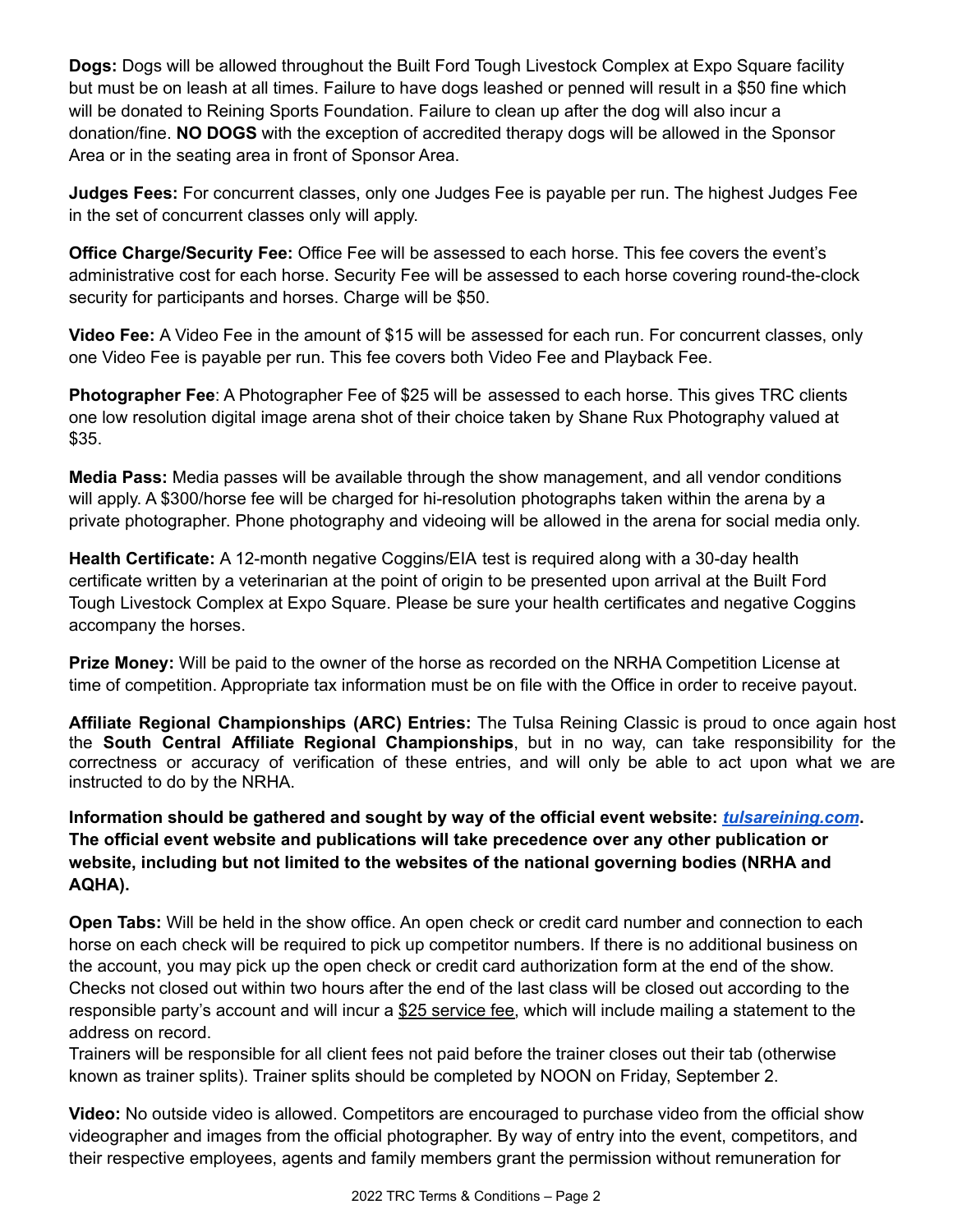**Dogs:** Dogs will be allowed throughout the Built Ford Tough Livestock Complex at Expo Square facility but must be on leash at all times. Failure to have dogs leashed or penned will result in a $50 fine which will be donated to Reining Sports Foundation. Failure to clean up after the dog will also incur a donation/fine. **NO DOGS** with the exception of accredited therapy dogs will be allowed in the Sponsor Area or in the seating area in front of Sponsor Area.

**Judges Fees:** For concurrent classes, only one Judges Fee is payable per run. The highest Judges Fee in the set of concurrent classes only will apply.

**Office Charge/Security Fee:** Office Fee will be assessed to each horse. This fee covers the event's administrative cost for each horse. Security Fee will be assessed to each horse covering round-the-clock security for participants and horses. Charge will be $50.

**Video Fee:** A Video Fee in the amount of $15 will be assessed for each run. For concurrent classes, only one Video Fee is payable per run. This fee covers both Video Fee and Playback Fee.

**Photographer Fee**: A Photographer Fee of $25 will be assessed to each horse. This gives TRC clients one low resolution digital image arena shot of their choice taken by Shane Rux Photography valued at $35.

**Media Pass:** Media passes will be available through the show management, and all vendor conditions will apply. A $300/horse fee will be charged for hi-resolution photographs taken within the arena by a private photographer. Phone photography and videoing will be allowed in the arena for social media only.

**Health Certificate:** A 12-month negative Coggins/EIA test is required along with a 30-day health certificate written by a veterinarian at the point of origin to be presented upon arrival at the Built Ford Tough Livestock Complex at Expo Square. Please be sure your health certificates and negative Coggins accompany the horses.

**Prize Money:** Will be paid to the owner of the horse as recorded on the NRHA Competition License at time of competition. Appropriate tax information must be on file with the Office in order to receive payout.

**Affiliate Regional Championships (ARC) Entries:** The Tulsa Reining Classic is proud to once again host the **South Central Affiliate Regional Championships**, but in no way, can take responsibility for the correctness or accuracy of verification of these entries, and will only be able to act upon what we are instructed to do by the NRHA.

**Information should be gathered and sought by way of the official event website: *tulsareining.com*. The official event website and publications will take precedence over any other publication or website, including but not limited to the websites of the national governing bodies (NRHA and AQHA).**

**Open Tabs:** Will be held in the show office. An open check or credit card number and connection to each horse on each check will be required to pick up competitor numbers. If there is no additional business on the account, you may pick up the open check or credit card authorization form at the end of the show. Checks not closed out within two hours after the end of the last class will be closed out according to the responsible party's account and will incur a $25 service fee, which will include mailing a statement to the address on record.
Trainers will be responsible for all client fees not paid before the trainer closes out their tab (otherwise known as trainer splits). Trainer splits should be completed by NOON on Friday, September 2.

**Video:** No outside video is allowed. Competitors are encouraged to purchase video from the official show videographer and images from the official photographer. By way of entry into the event, competitors, and their respective employees, agents and family members grant the permission without remuneration for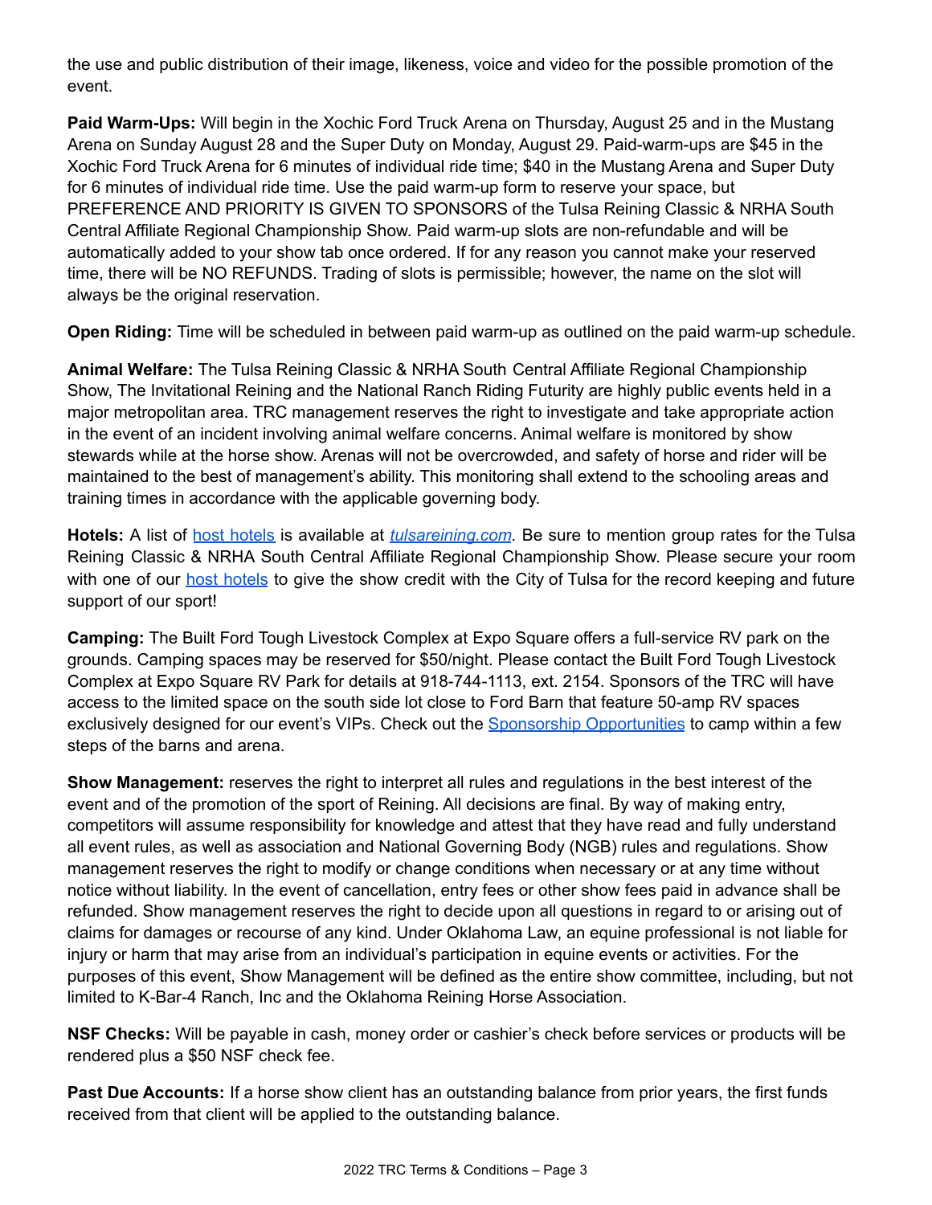the use and public distribution of their image, likeness, voice and video for the possible promotion of the event.

**Paid Warm-Ups:** Will begin in the Xochic Ford Truck Arena on Thursday, August 25 and in the Mustang Arena on Sunday August 28 and the Super Duty on Monday, August 29. Paid-warm-ups are $45 in the Xochic Ford Truck Arena for 6 minutes of individual ride time; $40 in the Mustang Arena and Super Duty for 6 minutes of individual ride time. Use the paid warm-up form to reserve your space, but PREFERENCE AND PRIORITY IS GIVEN TO SPONSORS of the Tulsa Reining Classic & NRHA South Central Affiliate Regional Championship Show. Paid warm-up slots are non-refundable and will be automatically added to your show tab once ordered. If for any reason you cannot make your reserved time, there will be NO REFUNDS. Trading of slots is permissible; however, the name on the slot will always be the original reservation.

**Open Riding:** Time will be scheduled in between paid warm-up as outlined on the paid warm-up schedule.

**Animal Welfare:** The Tulsa Reining Classic & NRHA South Central Affiliate Regional Championship Show, The Invitational Reining and the National Ranch Riding Futurity are highly public events held in a major metropolitan area. TRC management reserves the right to investigate and take appropriate action in the event of an incident involving animal welfare concerns. Animal welfare is monitored by show stewards while at the horse show. Arenas will not be overcrowded, and safety of horse and rider will be maintained to the best of management's ability. This monitoring shall extend to the schooling areas and training times in accordance with the applicable governing body.

**Hotels:** A list of host hotels is available at *tulsareining.com*. Be sure to mention group rates for the Tulsa Reining Classic & NRHA South Central Affiliate Regional Championship Show. Please secure your room with one of our host hotels to give the show credit with the City of Tulsa for the record keeping and future support of our sport!

**Camping:** The Built Ford Tough Livestock Complex at Expo Square offers a full-service RV park on the grounds. Camping spaces may be reserved for $50/night. Please contact the Built Ford Tough Livestock Complex at Expo Square RV Park for details at 918-744-1113, ext. 2154. Sponsors of the TRC will have access to the limited space on the south side lot close to Ford Barn that feature 50-amp RV spaces exclusively designed for our event's VIPs. Check out the Sponsorship Opportunities to camp within a few steps of the barns and arena.

**Show Management:** reserves the right to interpret all rules and regulations in the best interest of the event and of the promotion of the sport of Reining. All decisions are final. By way of making entry, competitors will assume responsibility for knowledge and attest that they have read and fully understand all event rules, as well as association and National Governing Body (NGB) rules and regulations. Show management reserves the right to modify or change conditions when necessary or at any time without notice without liability. In the event of cancellation, entry fees or other show fees paid in advance shall be refunded. Show management reserves the right to decide upon all questions in regard to or arising out of claims for damages or recourse of any kind. Under Oklahoma Law, an equine professional is not liable for injury or harm that may arise from an individual's participation in equine events or activities. For the purposes of this event, Show Management will be defined as the entire show committee, including, but not limited to K-Bar-4 Ranch, Inc and the Oklahoma Reining Horse Association.

**NSF Checks:** Will be payable in cash, money order or cashier's check before services or products will be rendered plus a $50 NSF check fee.

**Past Due Accounts:** If a horse show client has an outstanding balance from prior years, the first funds received from that client will be applied to the outstanding balance.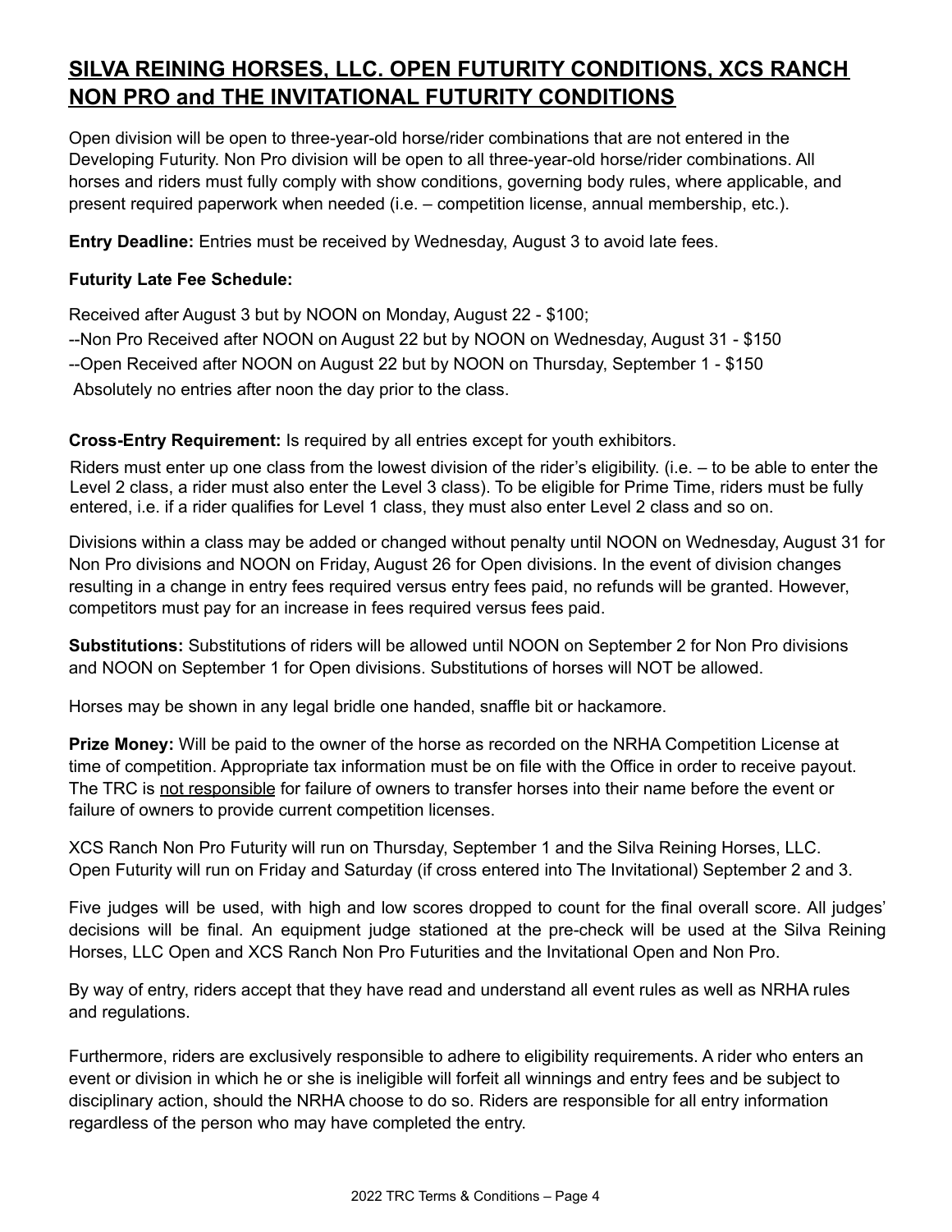# SILVA REINING HORSES, LLC. OPEN FUTURITY CONDITIONS, XCS RANCH NON PRO and THE INVITATIONAL FUTURITY CONDITIONS

Open division will be open to three-year-old horse/rider combinations that are not entered in the Developing Futurity. Non Pro division will be open to all three-year-old horse/rider combinations. All horses and riders must fully comply with show conditions, governing body rules, where applicable, and present required paperwork when needed (i.e. – competition license, annual membership, etc.).

**Entry Deadline:** Entries must be received by Wednesday, August 3 to avoid late fees.

**Futurity Late Fee Schedule:**

Received after August 3 but by NOON on Monday, August 22 - $100;

--Non Pro Received after NOON on August 22 but by NOON on Wednesday, August 31 - $150

--Open Received after NOON on August 22 but by NOON on Thursday, September 1 - $150

Absolutely no entries after noon the day prior to the class.

**Cross-Entry Requirement:** Is required by all entries except for youth exhibitors.

Riders must enter up one class from the lowest division of the rider's eligibility. (i.e. – to be able to enter the Level 2 class, a rider must also enter the Level 3 class). To be eligible for Prime Time, riders must be fully entered, i.e. if a rider qualifies for Level 1 class, they must also enter Level 2 class and so on.

Divisions within a class may be added or changed without penalty until NOON on Wednesday, August 31 for Non Pro divisions and NOON on Friday, August 26 for Open divisions. In the event of division changes resulting in a change in entry fees required versus entry fees paid, no refunds will be granted. However, competitors must pay for an increase in fees required versus fees paid.

**Substitutions:** Substitutions of riders will be allowed until NOON on September 2 for Non Pro divisions and NOON on September 1 for Open divisions. Substitutions of horses will NOT be allowed.

Horses may be shown in any legal bridle one handed, snaffle bit or hackamore.

**Prize Money:** Will be paid to the owner of the horse as recorded on the NRHA Competition License at time of competition. Appropriate tax information must be on file with the Office in order to receive payout. The TRC is <u>not responsible</u> for failure of owners to transfer horses into their name before the event or failure of owners to provide current competition licenses.

XCS Ranch Non Pro Futurity will run on Thursday, September 1 and the Silva Reining Horses, LLC. Open Futurity will run on Friday and Saturday (if cross entered into The Invitational) September 2 and 3.

Five judges will be used, with high and low scores dropped to count for the final overall score. All judges' decisions will be final. An equipment judge stationed at the pre-check will be used at the Silva Reining Horses, LLC Open and XCS Ranch Non Pro Futurities and the Invitational Open and Non Pro.

By way of entry, riders accept that they have read and understand all event rules as well as NRHA rules and regulations.

Furthermore, riders are exclusively responsible to adhere to eligibility requirements. A rider who enters an event or division in which he or she is ineligible will forfeit all winnings and entry fees and be subject to disciplinary action, should the NRHA choose to do so. Riders are responsible for all entry information regardless of the person who may have completed the entry.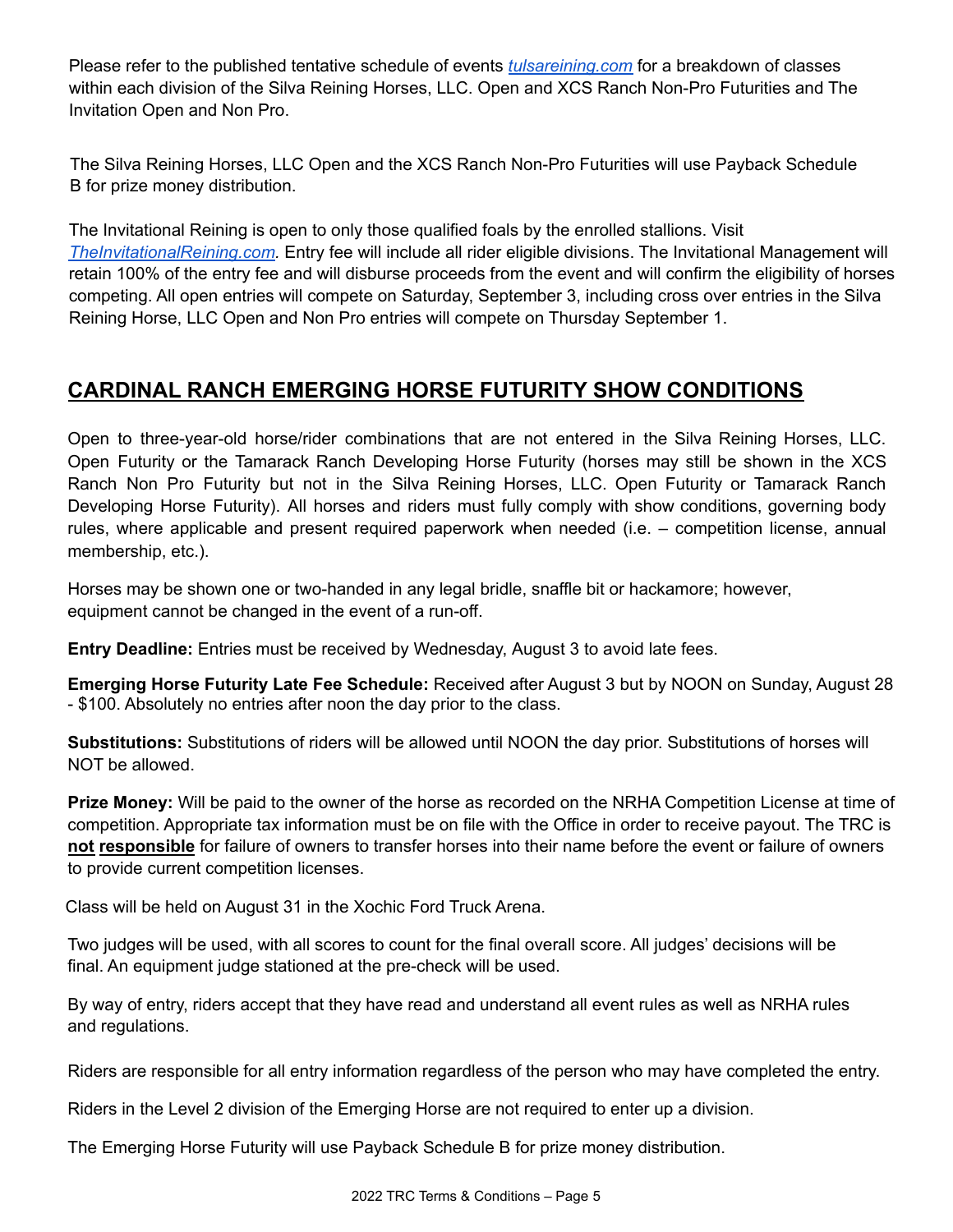Please refer to the published tentative schedule of events [tulsareining.com](http://tulsareining.com) for a breakdown of classes within each division of the Silva Reining Horses, LLC. Open and XCS Ranch Non-Pro Futurities and The Invitation Open and Non Pro.

The Silva Reining Horses, LLC Open and the XCS Ranch Non-Pro Futurities will use Payback Schedule B for prize money distribution.

The Invitational Reining is open to only those qualified foals by the enrolled stallions. Visit *[TheInvitationalReining.com](http://TheInvitationalReining.com).* Entry fee will include all rider eligible divisions. The Invitational Management will retain 100% of the entry fee and will disburse proceeds from the event and will confirm the eligibility of horses competing. All open entries will compete on Saturday, September 3, including cross over entries in the Silva Reining Horse, LLC Open and Non Pro entries will compete on Thursday September 1.

## CARDINAL RANCH EMERGING HORSE FUTURITY SHOW CONDITIONS

Open to three-year-old horse/rider combinations that are not entered in the Silva Reining Horses, LLC. Open Futurity or the Tamarack Ranch Developing Horse Futurity (horses may still be shown in the XCS Ranch Non Pro Futurity but not in the Silva Reining Horses, LLC. Open Futurity or Tamarack Ranch Developing Horse Futurity). All horses and riders must fully comply with show conditions, governing body rules, where applicable and present required paperwork when needed (i.e. – competition license, annual membership, etc.).

Horses may be shown one or two-handed in any legal bridle, snaffle bit or hackamore; however, equipment cannot be changed in the event of a run-off.

**Entry Deadline:** Entries must be received by Wednesday, August 3 to avoid late fees.

**Emerging Horse Futurity Late Fee Schedule:** Received after August 3 but by NOON on Sunday, August 28 - $100. Absolutely no entries after noon the day prior to the class.

**Substitutions:** Substitutions of riders will be allowed until NOON the day prior. Substitutions of horses will NOT be allowed.

**Prize Money:** Will be paid to the owner of the horse as recorded on the NRHA Competition License at time of competition. Appropriate tax information must be on file with the Office in order to receive payout. The TRC is **not responsible** for failure of owners to transfer horses into their name before the event or failure of owners to provide current competition licenses.

Class will be held on August 31 in the Xochic Ford Truck Arena.

Two judges will be used, with all scores to count for the final overall score. All judges' decisions will be final. An equipment judge stationed at the pre-check will be used.

By way of entry, riders accept that they have read and understand all event rules as well as NRHA rules and regulations.

Riders are responsible for all entry information regardless of the person who may have completed the entry.

Riders in the Level 2 division of the Emerging Horse are not required to enter up a division.

The Emerging Horse Futurity will use Payback Schedule B for prize money distribution.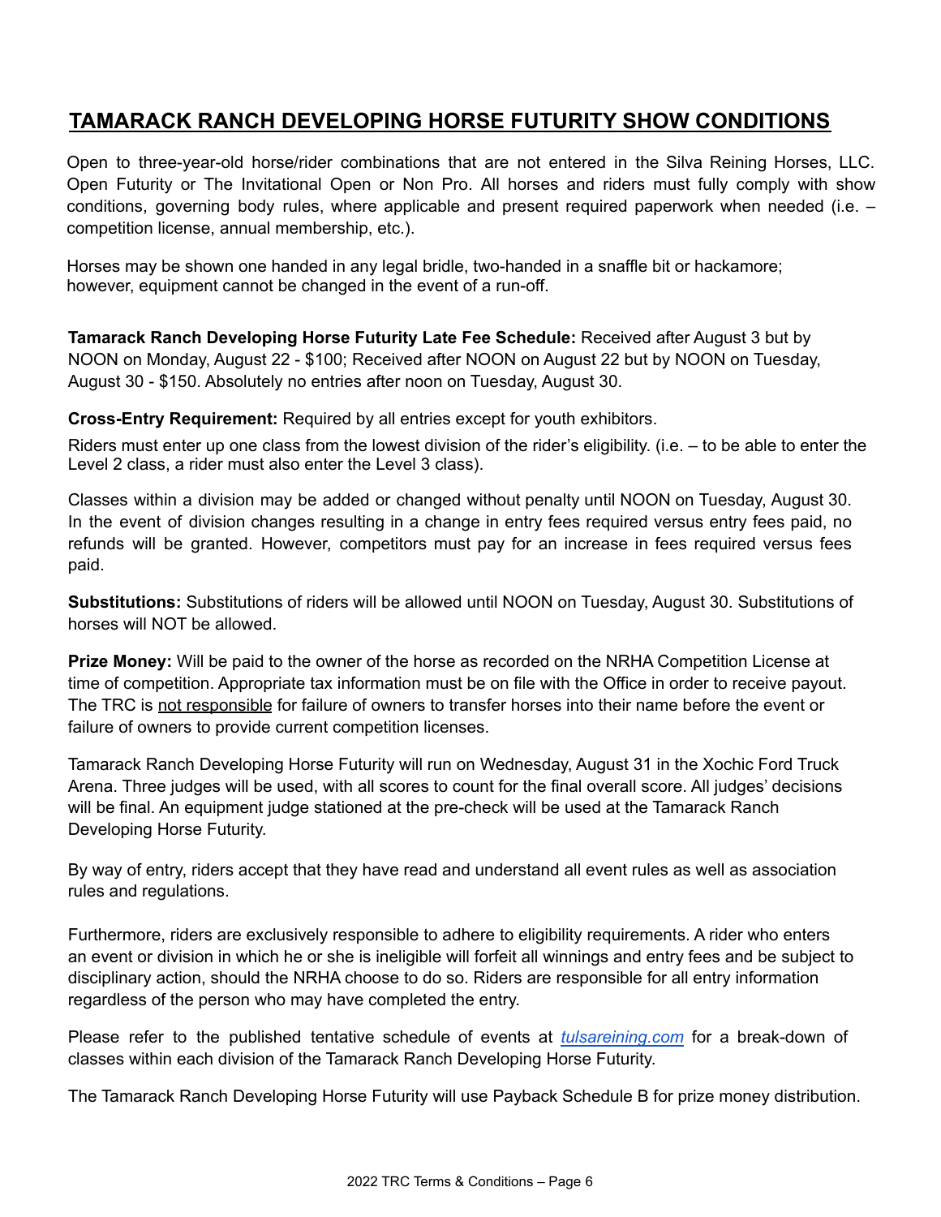# TAMARACK RANCH DEVELOPING HORSE FUTURITY SHOW CONDITIONS

Open to three-year-old horse/rider combinations that are not entered in the Silva Reining Horses, LLC. Open Futurity or The Invitational Open or Non Pro. All horses and riders must fully comply with show conditions, governing body rules, where applicable and present required paperwork when needed (i.e. – competition license, annual membership, etc.).

Horses may be shown one handed in any legal bridle, two-handed in a snaffle bit or hackamore; however, equipment cannot be changed in the event of a run-off.

**Tamarack Ranch Developing Horse Futurity Late Fee Schedule:** Received after August 3 but by NOON on Monday, August 22 - $100; Received after NOON on August 22 but by NOON on Tuesday, August 30 - $150. Absolutely no entries after noon on Tuesday, August 30.

**Cross-Entry Requirement:** Required by all entries except for youth exhibitors.

Riders must enter up one class from the lowest division of the rider's eligibility. (i.e. – to be able to enter the Level 2 class, a rider must also enter the Level 3 class).

Classes within a division may be added or changed without penalty until NOON on Tuesday, August 30. In the event of division changes resulting in a change in entry fees required versus entry fees paid, no refunds will be granted. However, competitors must pay for an increase in fees required versus fees paid.

**Substitutions:** Substitutions of riders will be allowed until NOON on Tuesday, August 30. Substitutions of horses will NOT be allowed.

**Prize Money:** Will be paid to the owner of the horse as recorded on the NRHA Competition License at time of competition. Appropriate tax information must be on file with the Office in order to receive payout. The TRC is not responsible for failure of owners to transfer horses into their name before the event or failure of owners to provide current competition licenses.

Tamarack Ranch Developing Horse Futurity will run on Wednesday, August 31 in the Xochic Ford Truck Arena. Three judges will be used, with all scores to count for the final overall score. All judges' decisions will be final. An equipment judge stationed at the pre-check will be used at the Tamarack Ranch Developing Horse Futurity.

By way of entry, riders accept that they have read and understand all event rules as well as association rules and regulations.

Furthermore, riders are exclusively responsible to adhere to eligibility requirements. A rider who enters an event or division in which he or she is ineligible will forfeit all winnings and entry fees and be subject to disciplinary action, should the NRHA choose to do so. Riders are responsible for all entry information regardless of the person who may have completed the entry.

Please refer to the published tentative schedule of events at *tulsareining.com* for a break-down of classes within each division of the Tamarack Ranch Developing Horse Futurity.

The Tamarack Ranch Developing Horse Futurity will use Payback Schedule B for prize money distribution.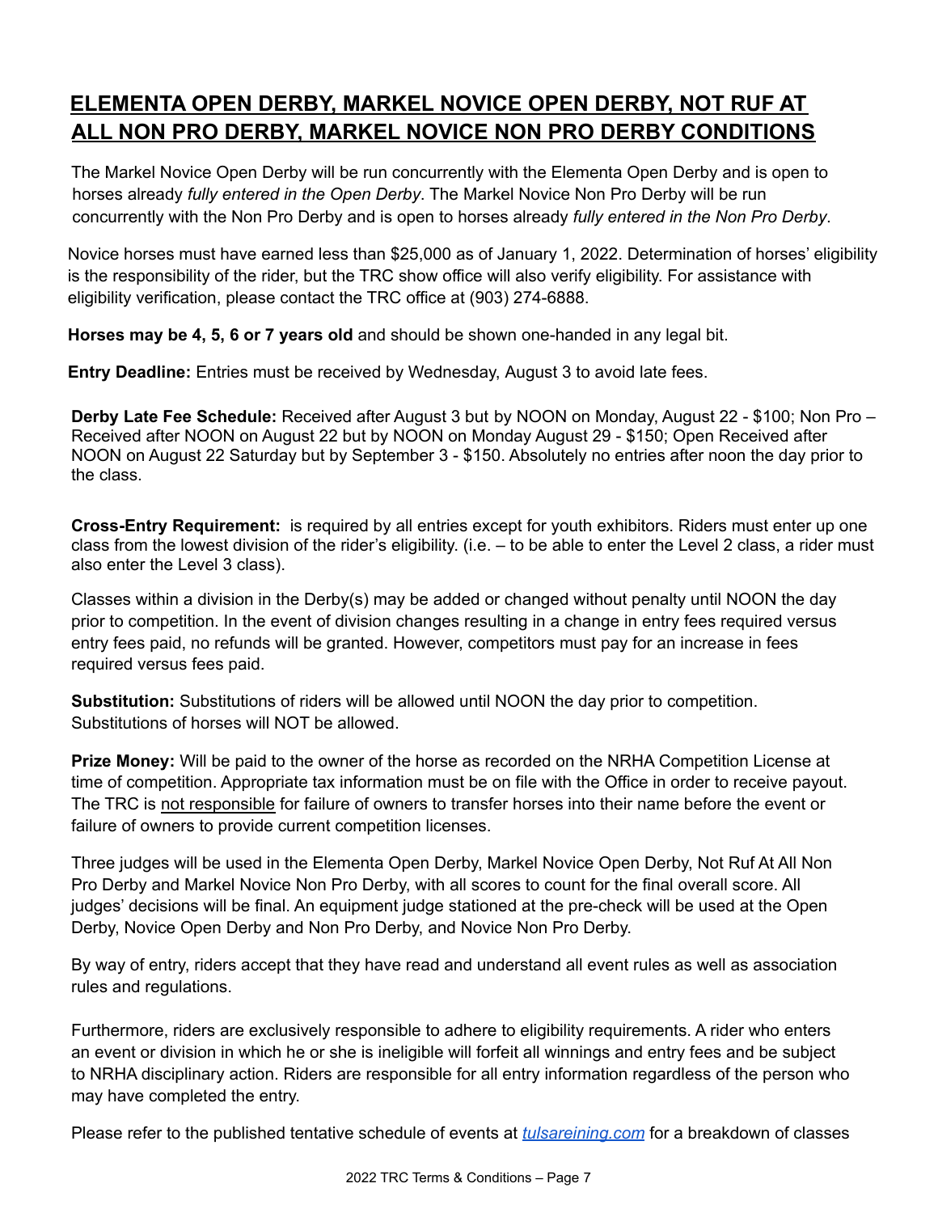# ELEMENTA OPEN DERBY, MARKEL NOVICE OPEN DERBY, NOT RUF AT ALL NON PRO DERBY, MARKEL NOVICE NON PRO DERBY CONDITIONS

The Markel Novice Open Derby will be run concurrently with the Elementa Open Derby and is open to horses already *fully entered in the Open Derby*. The Markel Novice Non Pro Derby will be run concurrently with the Non Pro Derby and is open to horses already *fully entered in the Non Pro Derby*.

Novice horses must have earned less than $25,000 as of January 1, 2022. Determination of horses' eligibility is the responsibility of the rider, but the TRC show office will also verify eligibility. For assistance with eligibility verification, please contact the TRC office at (903) 274-6888.

**Horses may be 4, 5, 6 or 7 years old** and should be shown one-handed in any legal bit.

**Entry Deadline:** Entries must be received by Wednesday, August 3 to avoid late fees.

**Derby Late Fee Schedule:** Received after August 3 but by NOON on Monday, August 22 - $100; Non Pro – Received after NOON on August 22 but by NOON on Monday August 29 - $150; Open Received after NOON on August 22 Saturday but by September 3 - $150. Absolutely no entries after noon the day prior to the class.

**Cross-Entry Requirement:** is required by all entries except for youth exhibitors. Riders must enter up one class from the lowest division of the rider's eligibility. (i.e. – to be able to enter the Level 2 class, a rider must also enter the Level 3 class).

Classes within a division in the Derby(s) may be added or changed without penalty until NOON the day prior to competition. In the event of division changes resulting in a change in entry fees required versus entry fees paid, no refunds will be granted. However, competitors must pay for an increase in fees required versus fees paid.

**Substitution:** Substitutions of riders will be allowed until NOON the day prior to competition. Substitutions of horses will NOT be allowed.

**Prize Money:** Will be paid to the owner of the horse as recorded on the NRHA Competition License at time of competition. Appropriate tax information must be on file with the Office in order to receive payout. The TRC is not responsible for failure of owners to transfer horses into their name before the event or failure of owners to provide current competition licenses.

Three judges will be used in the Elementa Open Derby, Markel Novice Open Derby, Not Ruf At All Non Pro Derby and Markel Novice Non Pro Derby, with all scores to count for the final overall score. All judges' decisions will be final. An equipment judge stationed at the pre-check will be used at the Open Derby, Novice Open Derby and Non Pro Derby, and Novice Non Pro Derby.

By way of entry, riders accept that they have read and understand all event rules as well as association rules and regulations.

Furthermore, riders are exclusively responsible to adhere to eligibility requirements. A rider who enters an event or division in which he or she is ineligible will forfeit all winnings and entry fees and be subject to NRHA disciplinary action. Riders are responsible for all entry information regardless of the person who may have completed the entry.

Please refer to the published tentative schedule of events at *tulsareining.com* for a breakdown of classes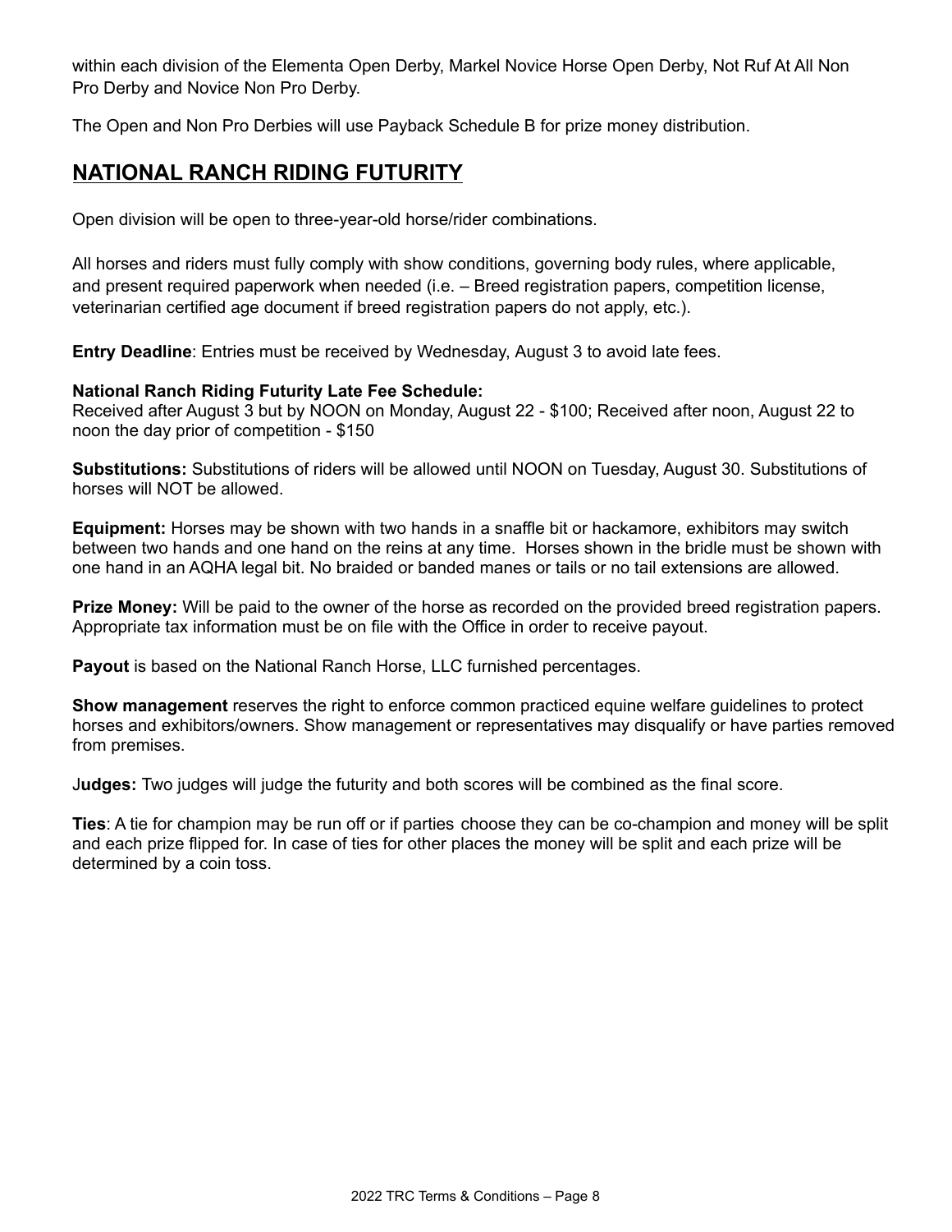within each division of the Elementa Open Derby, Markel Novice Horse Open Derby, Not Ruf At All Non Pro Derby and Novice Non Pro Derby.

The Open and Non Pro Derbies will use Payback Schedule B for prize money distribution.

## NATIONAL RANCH RIDING FUTURITY

Open division will be open to three-year-old horse/rider combinations.

All horses and riders must fully comply with show conditions, governing body rules, where applicable, and present required paperwork when needed (i.e. – Breed registration papers, competition license, veterinarian certified age document if breed registration papers do not apply, etc.).

**Entry Deadline**: Entries must be received by Wednesday, August 3 to avoid late fees.

**National Ranch Riding Futurity Late Fee Schedule:**
Received after August 3 but by NOON on Monday, August 22 - $100; Received after noon, August 22 to noon the day prior of competition - $150

**Substitutions:** Substitutions of riders will be allowed until NOON on Tuesday, August 30. Substitutions of horses will NOT be allowed.

**Equipment:** Horses may be shown with two hands in a snaffle bit or hackamore, exhibitors may switch between two hands and one hand on the reins at any time. Horses shown in the bridle must be shown with one hand in an AQHA legal bit. No braided or banded manes or tails or no tail extensions are allowed.

**Prize Money:** Will be paid to the owner of the horse as recorded on the provided breed registration papers. Appropriate tax information must be on file with the Office in order to receive payout.

**Payout** is based on the National Ranch Horse, LLC furnished percentages.

**Show management** reserves the right to enforce common practiced equine welfare guidelines to protect horses and exhibitors/owners. Show management or representatives may disqualify or have parties removed from premises.

J**udges:** Two judges will judge the futurity and both scores will be combined as the final score.

**Ties**: A tie for champion may be run off or if parties choose they can be co-champion and money will be split and each prize flipped for. In case of ties for other places the money will be split and each prize will be determined by a coin toss.